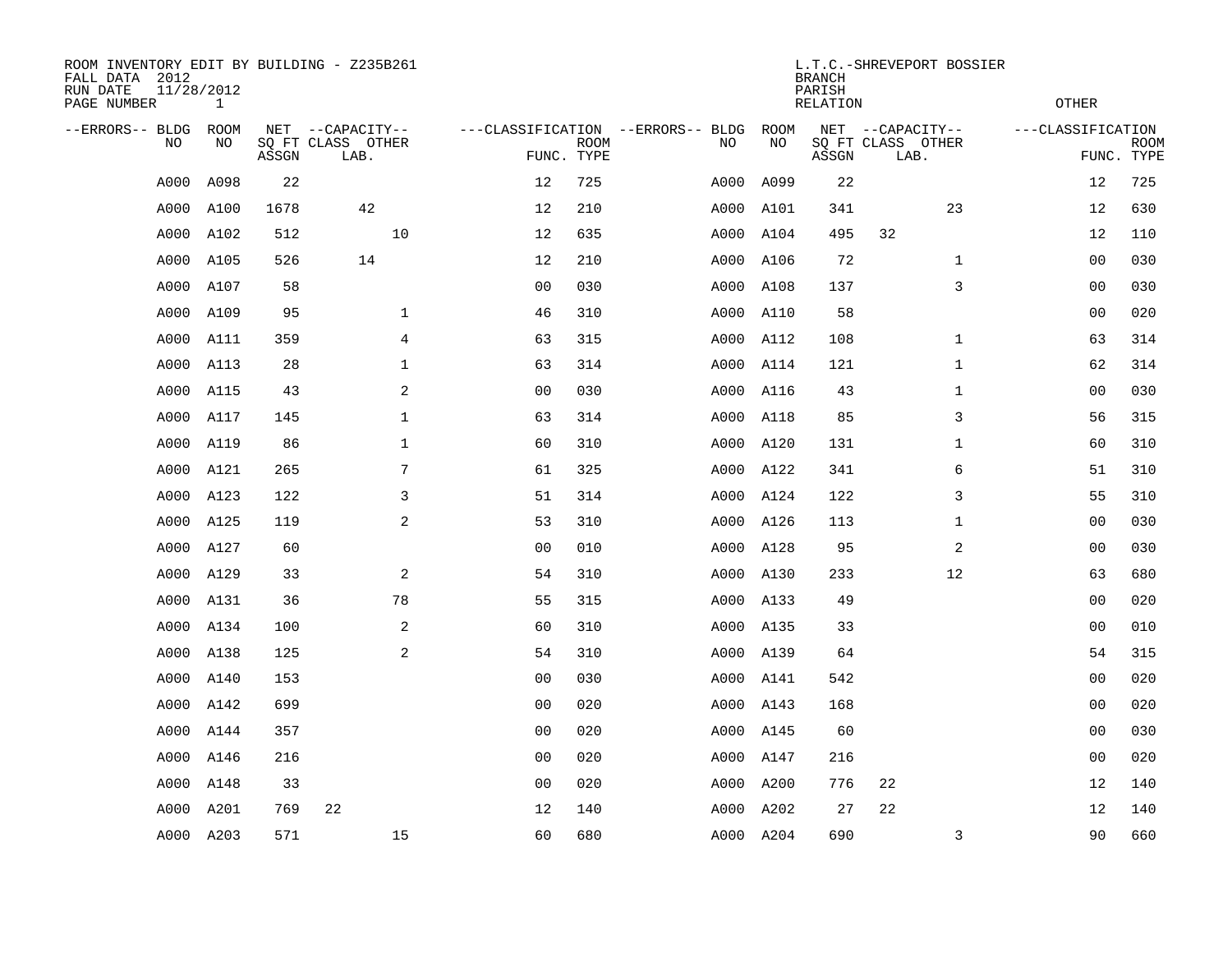ROOM INVENTORY EDIT BY BUILDING - Z235B261
FALL DATA 2012
RUN DATE 11/28/2012
PAGE NUMBER 1

L.T.C.-SHREVEPORT BOSSIER
BRANCH
PARISH
RELATION
OTHER

| --ERRORS-- | BLDG NO | ROOM NO | NET SQ FT ASSGN | --CAPACITY-- CLASS | LAB. | OTHER | ---CLASSIFICATION FUNC. | ROOM TYPE | --ERRORS-- | BLDG NO | ROOM NO | NET SQ FT ASSGN | --CAPACITY-- CLASS | LAB. | OTHER | ---CLASSIFICATION FUNC. | ROOM TYPE |
|---|---|---|---|---|---|---|---|---|---|---|---|---|---|---|---|---|---|
| | A000 | A098 | 22 | | | | 12 | 725 | | A000 | A099 | 22 | | | | 12 | 725 |
| | A000 | A100 | 1678 | | 42 | | 12 | 210 | | A000 | A101 | 341 | | | 23 | 12 | 630 |
| | A000 | A102 | 512 | | | 10 | 12 | 635 | | A000 | A104 | 495 | 32 | | | 12 | 110 |
| | A000 | A105 | 526 | | 14 | | 12 | 210 | | A000 | A106 | 72 | | | 1 | 00 | 030 |
| | A000 | A107 | 58 | | | | 00 | 030 | | A000 | A108 | 137 | | | 3 | 00 | 030 |
| | A000 | A109 | 95 | | | 1 | 46 | 310 | | A000 | A110 | 58 | | | | 00 | 020 |
| | A000 | A111 | 359 | | | 4 | 63 | 315 | | A000 | A112 | 108 | | | 1 | 63 | 314 |
| | A000 | A113 | 28 | | | 1 | 63 | 314 | | A000 | A114 | 121 | | | 1 | 62 | 314 |
| | A000 | A115 | 43 | | | 2 | 00 | 030 | | A000 | A116 | 43 | | | 1 | 00 | 030 |
| | A000 | A117 | 145 | | | 1 | 63 | 314 | | A000 | A118 | 85 | | | 3 | 56 | 315 |
| | A000 | A119 | 86 | | | 1 | 60 | 310 | | A000 | A120 | 131 | | | 1 | 60 | 310 |
| | A000 | A121 | 265 | | | 7 | 61 | 325 | | A000 | A122 | 341 | | | 6 | 51 | 310 |
| | A000 | A123 | 122 | | | 3 | 51 | 314 | | A000 | A124 | 122 | | | 3 | 55 | 310 |
| | A000 | A125 | 119 | | | 2 | 53 | 310 | | A000 | A126 | 113 | | | 1 | 00 | 030 |
| | A000 | A127 | 60 | | | | 00 | 010 | | A000 | A128 | 95 | | | 2 | 00 | 030 |
| | A000 | A129 | 33 | | | 2 | 54 | 310 | | A000 | A130 | 233 | | | 12 | 63 | 680 |
| | A000 | A131 | 36 | | | 78 | 55 | 315 | | A000 | A133 | 49 | | | | 00 | 020 |
| | A000 | A134 | 100 | | | 2 | 60 | 310 | | A000 | A135 | 33 | | | | 00 | 010 |
| | A000 | A138 | 125 | | | 2 | 54 | 310 | | A000 | A139 | 64 | | | | 54 | 315 |
| | A000 | A140 | 153 | | | | 00 | 030 | | A000 | A141 | 542 | | | | 00 | 020 |
| | A000 | A142 | 699 | | | | 00 | 020 | | A000 | A143 | 168 | | | | 00 | 020 |
| | A000 | A144 | 357 | | | | 00 | 020 | | A000 | A145 | 60 | | | | 00 | 030 |
| | A000 | A146 | 216 | | | | 00 | 020 | | A000 | A147 | 216 | | | | 00 | 020 |
| | A000 | A148 | 33 | | | | 00 | 020 | | A000 | A200 | 776 | 22 | | | 12 | 140 |
| | A000 | A201 | 769 | 22 | | | 12 | 140 | | A000 | A202 | 27 | 22 | | | 12 | 140 |
| | A000 | A203 | 571 | | | 15 | 60 | 680 | | A000 | A204 | 690 | | | 3 | 90 | 660 |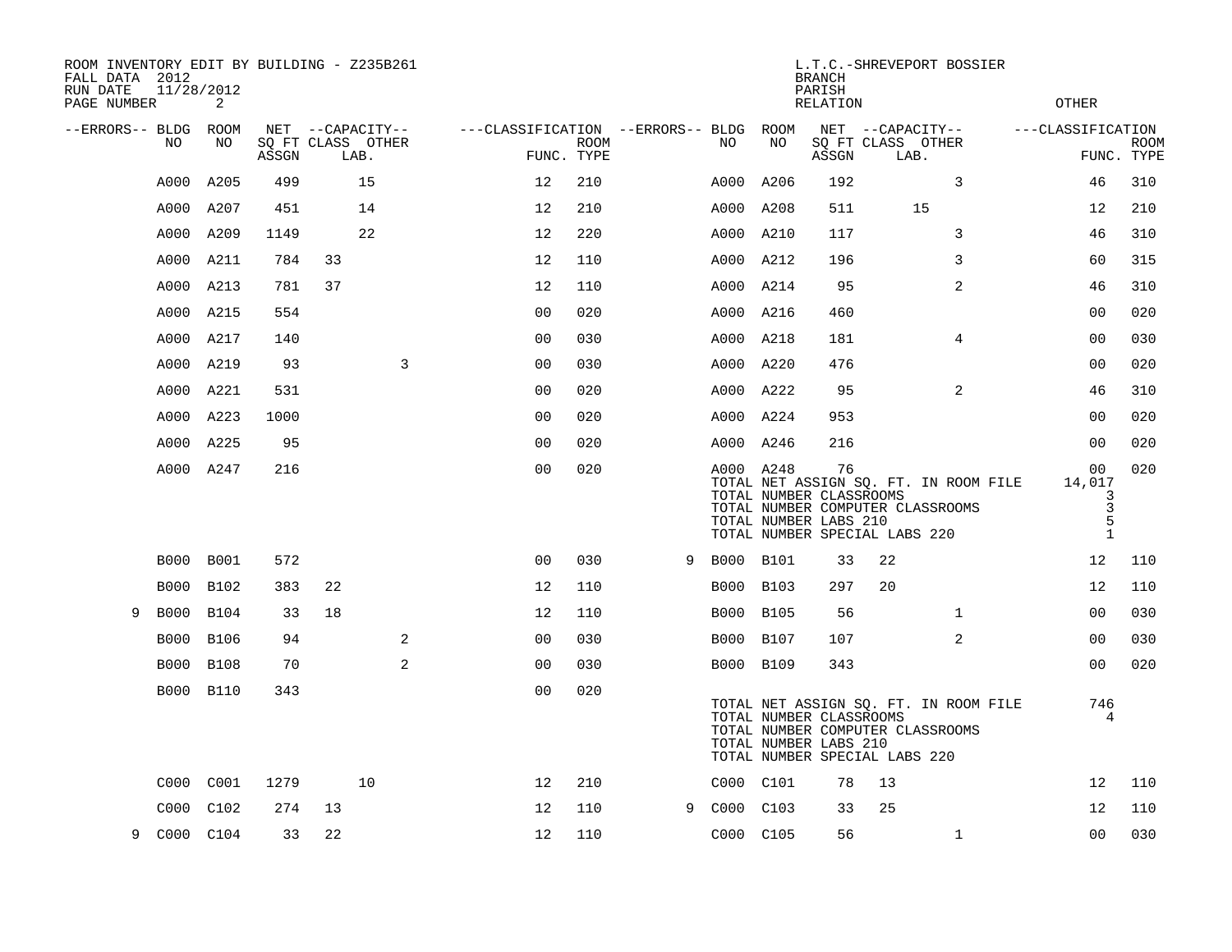ROOM INVENTORY EDIT BY BUILDING - Z235B261
FALL DATA 2012
RUN DATE 11/28/2012
PAGE NUMBER 2

L.T.C.-SHREVEPORT BOSSIER
BRANCH
PARISH
RELATION
OTHER

| --ERRORS-- | BLDG NO | ROOM NO | NET SQ FT ASSGN | CAPACITY CLASS | CAPACITY LAB. | CAPACITY OTHER | CLASSIFICATION FUNC. | ROOM TYPE | --ERRORS-- | BLDG NO | ROOM NO | NET SQ FT ASSGN | CAPACITY CLASS | CAPACITY LAB. | CAPACITY OTHER | CLASSIFICATION FUNC. | ROOM TYPE |
|---|---|---|---|---|---|---|---|---|---|---|---|---|---|---|---|---|---|
| | A000 | A205 | 499 | | 15 | | 12 | 210 | | A000 | A206 | 192 | | | 3 | 46 | 310 |
| | A000 | A207 | 451 | | 14 | | 12 | 210 | | A000 | A208 | 511 | | 15 | | 12 | 210 |
| | A000 | A209 | 1149 | | 22 | | 12 | 220 | | A000 | A210 | 117 | | | 3 | 46 | 310 |
| | A000 | A211 | 784 | 33 | | | 12 | 110 | | A000 | A212 | 196 | | | 3 | 60 | 315 |
| | A000 | A213 | 781 | 37 | | | 12 | 110 | | A000 | A214 | 95 | | | 2 | 46 | 310 |
| | A000 | A215 | 554 | | | | 00 | 020 | | A000 | A216 | 460 | | | | 00 | 020 |
| | A000 | A217 | 140 | | | | 00 | 030 | | A000 | A218 | 181 | | | 4 | 00 | 030 |
| | A000 | A219 | 93 | | | 3 | 00 | 030 | | A000 | A220 | 476 | | | | 00 | 020 |
| | A000 | A221 | 531 | | | | 00 | 020 | | A000 | A222 | 95 | | | 2 | 46 | 310 |
| | A000 | A223 | 1000 | | | | 00 | 020 | | A000 | A224 | 953 | | | | 00 | 020 |
| | A000 | A225 | 95 | | | | 00 | 020 | | A000 | A246 | 216 | | | | 00 | 020 |
| | A000 | A247 | 216 | | | | 00 | 020 | | A000 | A248 | 76 | | | | 00 | 020 |

TOTAL NET ASSIGN SQ. FT. IN ROOM FILE 14,017
TOTAL NUMBER CLASSROOMS 3
TOTAL NUMBER COMPUTER CLASSROOMS 3
TOTAL NUMBER LABS 210 5
TOTAL NUMBER SPECIAL LABS 220 1

| --ERRORS-- | BLDG NO | ROOM NO | NET SQ FT ASSGN | CAPACITY CLASS | CAPACITY LAB. | CAPACITY OTHER | CLASSIFICATION FUNC. | ROOM TYPE | --ERRORS-- | BLDG NO | ROOM NO | NET SQ FT ASSGN | CAPACITY CLASS | CAPACITY LAB. | CAPACITY OTHER | CLASSIFICATION FUNC. | ROOM TYPE |
|---|---|---|---|---|---|---|---|---|---|---|---|---|---|---|---|---|---|
| | B000 | B001 | 572 | | | | 00 | 030 | 9 | B000 | B101 | 33 | 22 | | | 12 | 110 |
| | B000 | B102 | 383 | 22 | | | 12 | 110 | | B000 | B103 | 297 | 20 | | | 12 | 110 |
| 9 | B000 | B104 | 33 | 18 | | | 12 | 110 | | B000 | B105 | 56 | | | 1 | 00 | 030 |
| | B000 | B106 | 94 | | | 2 | 00 | 030 | | B000 | B107 | 107 | | | 2 | 00 | 030 |
| | B000 | B108 | 70 | | | 2 | 00 | 030 | | B000 | B109 | 343 | | | | 00 | 020 |
| | B000 | B110 | 343 | | | | 00 | 020 | | | | | | | | | |

TOTAL NET ASSIGN SQ. FT. IN ROOM FILE 746
TOTAL NUMBER CLASSROOMS 4
TOTAL NUMBER COMPUTER CLASSROOMS
TOTAL NUMBER LABS 210
TOTAL NUMBER SPECIAL LABS 220

| --ERRORS-- | BLDG NO | ROOM NO | NET SQ FT ASSGN | CAPACITY CLASS | CAPACITY LAB. | CAPACITY OTHER | CLASSIFICATION FUNC. | ROOM TYPE | --ERRORS-- | BLDG NO | ROOM NO | NET SQ FT ASSGN | CAPACITY CLASS | CAPACITY LAB. | CAPACITY OTHER | CLASSIFICATION FUNC. | ROOM TYPE |
|---|---|---|---|---|---|---|---|---|---|---|---|---|---|---|---|---|---|
| | C000 | C001 | 1279 | | 10 | | 12 | 210 | | C000 | C101 | 78 | 13 | | | 12 | 110 |
| | C000 | C102 | 274 | 13 | | | 12 | 110 | 9 | C000 | C103 | 33 | 25 | | | 12 | 110 |
| 9 | C000 | C104 | 33 | 22 | | | 12 | 110 | | C000 | C105 | 56 | | | 1 | 00 | 030 |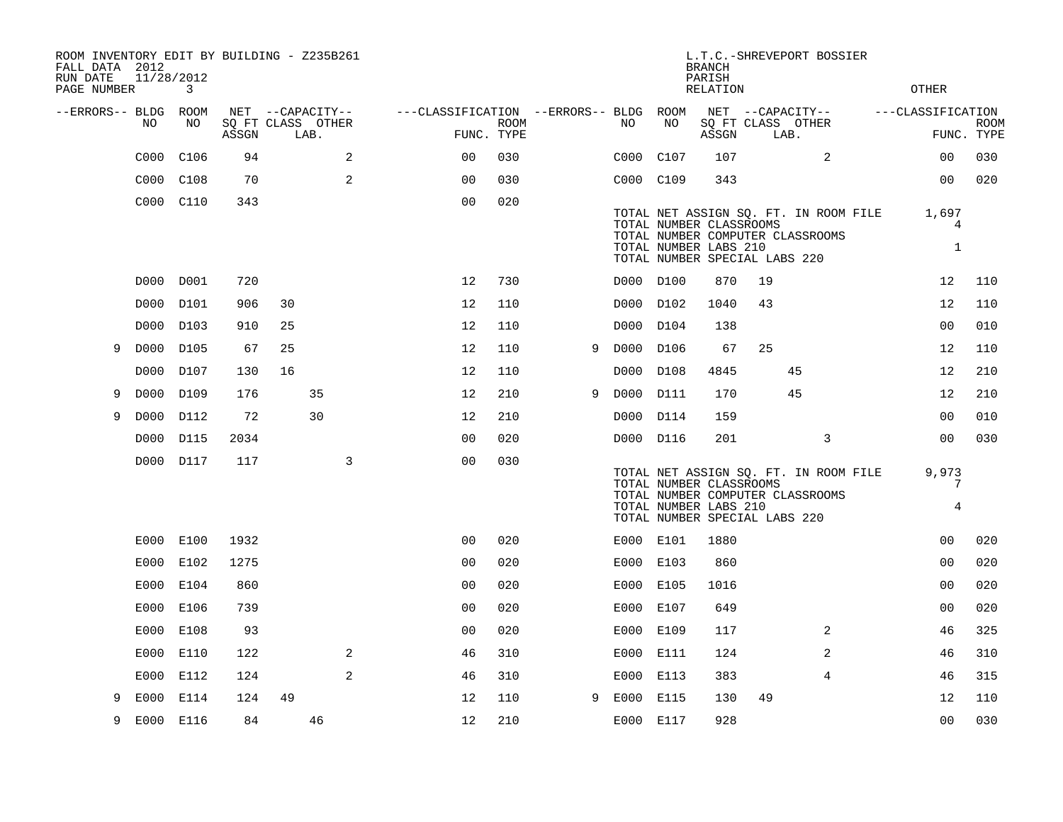ROOM INVENTORY EDIT BY BUILDING - Z235B261
FALL DATA 2012
RUN DATE 11/28/2012
PAGE NUMBER 3

L.T.C.-SHREVEPORT BOSSIER
BRANCH
PARISH
RELATION
OTHER

| --ERRORS-- | BLDG NO | ROOM NO | NET SQ FT ASSGN | CAPACITY CLASS | CAPACITY LAB. | CAPACITY OTHER | CLASSIFICATION FUNC. | ROOM TYPE | --ERRORS-- | BLDG NO | ROOM NO | NET SQ FT ASSGN | CAPACITY CLASS | CAPACITY LAB. | CAPACITY OTHER | CLASSIFICATION FUNC. | ROOM TYPE |
|---|---|---|---|---|---|---|---|---|---|---|---|---|---|---|---|---|---|
| | C000 | C106 | 94 | | | 2 | 00 | 030 | | C000 | C107 | 107 | | | 2 | 00 | 030 |
| | C000 | C108 | 70 | | | 2 | 00 | 030 | | C000 | C109 | 343 | | | | 00 | 020 |
| | C000 | C110 | 343 | | | | 00 | 020 | | | | | | | | | |

TOTAL NET ASSIGN SQ. FT. IN ROOM FILE 1,697
TOTAL NUMBER CLASSROOMS 4
TOTAL NUMBER COMPUTER CLASSROOMS
TOTAL NUMBER LABS 210 1
TOTAL NUMBER SPECIAL LABS 220

| --ERRORS-- | BLDG NO | ROOM NO | NET SQ FT ASSGN | CAPACITY CLASS | CAPACITY LAB. | CAPACITY OTHER | CLASSIFICATION FUNC. | ROOM TYPE | --ERRORS-- | BLDG NO | ROOM NO | NET SQ FT ASSGN | CAPACITY CLASS | CAPACITY LAB. | CAPACITY OTHER | CLASSIFICATION FUNC. | ROOM TYPE |
|---|---|---|---|---|---|---|---|---|---|---|---|---|---|---|---|---|---|
| | D000 | D001 | 720 | | | | 12 | 730 | | D000 | D100 | 870 | 19 | | | 12 | 110 |
| | D000 | D101 | 906 | 30 | | | 12 | 110 | | D000 | D102 | 1040 | 43 | | | 12 | 110 |
| | D000 | D103 | 910 | 25 | | | 12 | 110 | | D000 | D104 | 138 | | | | 00 | 010 |
| 9 | D000 | D105 | 67 | 25 | | | 12 | 110 | 9 | D000 | D106 | 67 | 25 | | | 12 | 110 |
| | D000 | D107 | 130 | 16 | | | 12 | 110 | | D000 | D108 | 4845 | | 45 | | 12 | 210 |
| 9 | D000 | D109 | 176 | | 35 | | 12 | 210 | 9 | D000 | D111 | 170 | | 45 | | 12 | 210 |
| 9 | D000 | D112 | 72 | | 30 | | 12 | 210 | | D000 | D114 | 159 | | | | 00 | 010 |
| | D000 | D115 | 2034 | | | | 00 | 020 | | D000 | D116 | 201 | | | 3 | 00 | 030 |
| | D000 | D117 | 117 | | | 3 | 00 | 030 | | | | | | | | | |

TOTAL NET ASSIGN SQ. FT. IN ROOM FILE 9,973
TOTAL NUMBER CLASSROOMS 7
TOTAL NUMBER COMPUTER CLASSROOMS
TOTAL NUMBER LABS 210 4
TOTAL NUMBER SPECIAL LABS 220

| --ERRORS-- | BLDG NO | ROOM NO | NET SQ FT ASSGN | CAPACITY CLASS | CAPACITY LAB. | CAPACITY OTHER | CLASSIFICATION FUNC. | ROOM TYPE | --ERRORS-- | BLDG NO | ROOM NO | NET SQ FT ASSGN | CAPACITY CLASS | CAPACITY LAB. | CAPACITY OTHER | CLASSIFICATION FUNC. | ROOM TYPE |
|---|---|---|---|---|---|---|---|---|---|---|---|---|---|---|---|---|---|
| | E000 | E100 | 1932 | | | | 00 | 020 | | E000 | E101 | 1880 | | | | 00 | 020 |
| | E000 | E102 | 1275 | | | | 00 | 020 | | E000 | E103 | 860 | | | | 00 | 020 |
| | E000 | E104 | 860 | | | | 00 | 020 | | E000 | E105 | 1016 | | | | 00 | 020 |
| | E000 | E106 | 739 | | | | 00 | 020 | | E000 | E107 | 649 | | | | 00 | 020 |
| | E000 | E108 | 93 | | | | 00 | 020 | | E000 | E109 | 117 | | | 2 | 46 | 325 |
| | E000 | E110 | 122 | | | 2 | 46 | 310 | | E000 | E111 | 124 | | | 2 | 46 | 310 |
| | E000 | E112 | 124 | | | 2 | 46 | 310 | | E000 | E113 | 383 | | | 4 | 46 | 315 |
| 9 | E000 | E114 | 124 | 49 | | | 12 | 110 | 9 | E000 | E115 | 130 | 49 | | | 12 | 110 |
| 9 | E000 | E116 | 84 | | 46 | | 12 | 210 | | E000 | E117 | 928 | | | | 00 | 030 |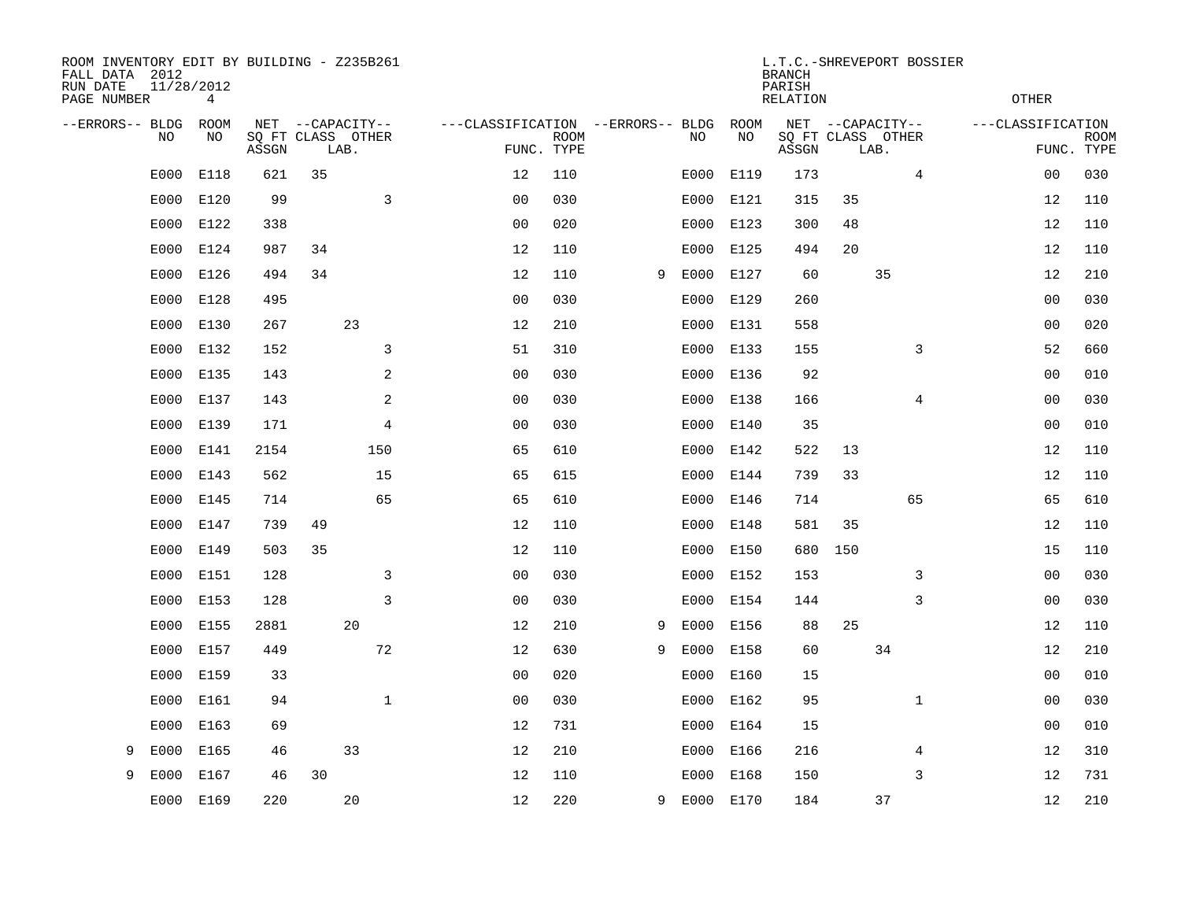ROOM INVENTORY EDIT BY BUILDING - Z235B261
FALL DATA 2012
RUN DATE 11/28/2012
PAGE NUMBER 4

L.T.C.-SHREVEPORT BOSSIER
BRANCH
PARISH
RELATION
OTHER

| --ERRORS-- | BLDG NO | ROOM NO | NET ASSGN SQ FT | CAPACITY CLASS LAB. | CAPACITY OTHER | CLASSIFICATION FUNC. | ROOM TYPE | --ERRORS-- | BLDG NO | ROOM NO | NET ASSGN SQ FT | CAPACITY CLASS LAB. | CAPACITY OTHER | CLASSIFICATION FUNC. | ROOM TYPE |
|---|---|---|---|---|---|---|---|---|---|---|---|---|---|---|---|
| | E000 | E118 | 621 | 35 | | 12 | 110 | | E000 | E119 | 173 | | 4 | 00 | 030 |
| | E000 | E120 | 99 | | 3 | 00 | 030 | | E000 | E121 | 315 | 35 | | 12 | 110 |
| | E000 | E122 | 338 | | | 00 | 020 | | E000 | E123 | 300 | 48 | | 12 | 110 |
| | E000 | E124 | 987 | 34 | | 12 | 110 | | E000 | E125 | 494 | 20 | | 12 | 110 |
| | E000 | E126 | 494 | 34 | | 12 | 110 | 9 | E000 | E127 | 60 | 35 | | 12 | 210 |
| | E000 | E128 | 495 | | | 00 | 030 | | E000 | E129 | 260 | | | 00 | 030 |
| | E000 | E130 | 267 | 23 | | 12 | 210 | | E000 | E131 | 558 | | | 00 | 020 |
| | E000 | E132 | 152 | | 3 | 51 | 310 | | E000 | E133 | 155 | | 3 | 52 | 660 |
| | E000 | E135 | 143 | | 2 | 00 | 030 | | E000 | E136 | 92 | | | 00 | 010 |
| | E000 | E137 | 143 | | 2 | 00 | 030 | | E000 | E138 | 166 | | 4 | 00 | 030 |
| | E000 | E139 | 171 | | 4 | 00 | 030 | | E000 | E140 | 35 | | | 00 | 010 |
| | E000 | E141 | 2154 | | 150 | 65 | 610 | | E000 | E142 | 522 | 13 | | 12 | 110 |
| | E000 | E143 | 562 | | 15 | 65 | 615 | | E000 | E144 | 739 | 33 | | 12 | 110 |
| | E000 | E145 | 714 | | 65 | 65 | 610 | | E000 | E146 | 714 | | 65 | 65 | 610 |
| | E000 | E147 | 739 | 49 | | 12 | 110 | | E000 | E148 | 581 | 35 | | 12 | 110 |
| | E000 | E149 | 503 | 35 | | 12 | 110 | | E000 | E150 | 680 | 150 | | 15 | 110 |
| | E000 | E151 | 128 | | 3 | 00 | 030 | | E000 | E152 | 153 | | 3 | 00 | 030 |
| | E000 | E153 | 128 | | 3 | 00 | 030 | | E000 | E154 | 144 | | 3 | 00 | 030 |
| | E000 | E155 | 2881 | 20 | | 12 | 210 | 9 | E000 | E156 | 88 | 25 | | 12 | 110 |
| | E000 | E157 | 449 | | 72 | 12 | 630 | 9 | E000 | E158 | 60 | 34 | | 12 | 210 |
| | E000 | E159 | 33 | | | 00 | 020 | | E000 | E160 | 15 | | | 00 | 010 |
| | E000 | E161 | 94 | | 1 | 00 | 030 | | E000 | E162 | 95 | | 1 | 00 | 030 |
| | E000 | E163 | 69 | | | 12 | 731 | | E000 | E164 | 15 | | | 00 | 010 |
| 9 | E000 | E165 | 46 | 33 | | 12 | 210 | | E000 | E166 | 216 | | 4 | 12 | 310 |
| 9 | E000 | E167 | 46 | 30 | | 12 | 110 | | E000 | E168 | 150 | | 3 | 12 | 731 |
| | E000 | E169 | 220 | 20 | | 12 | 220 | 9 | E000 | E170 | 184 | 37 | | 12 | 210 |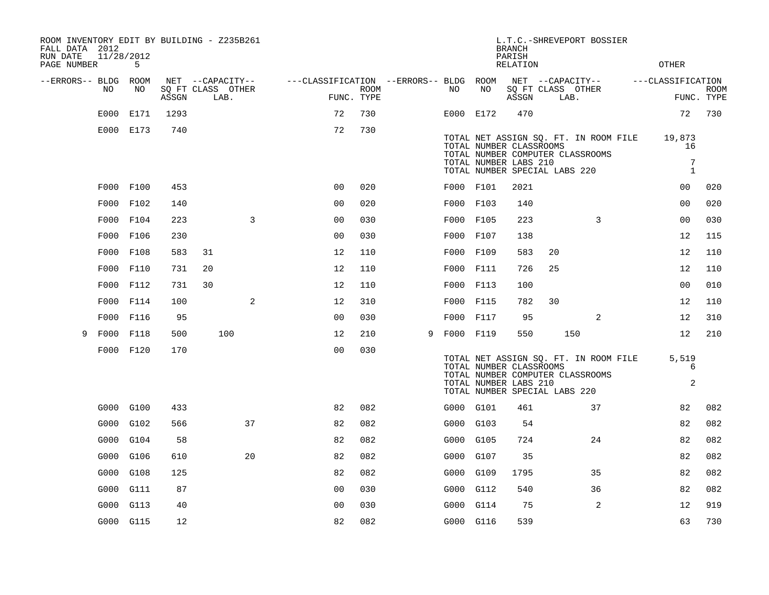ROOM INVENTORY EDIT BY BUILDING - Z235B261
FALL DATA 2012
RUN DATE 11/28/2012

L.T.C.-SHREVEPORT BOSSIER
BRANCH
PARISH
RELATION
OTHER

| --ERRORS-- | BLDG NO | ROOM NO | NET SQ FT ASSGN | --CAPACITY-- CLASS LAB. | OTHER | ---CLASSIFICATION FUNC. | ROOM TYPE | --ERRORS-- | BLDG NO | ROOM NO | NET SQ FT ASSGN | --CAPACITY-- CLASS LAB. | OTHER | ---CLASSIFICATION FUNC. | ROOM TYPE |
|---|---|---|---|---|---|---|---|---|---|---|---|---|---|---|---|
| | E000 | E171 | 1293 | | | 72 | 730 | | E000 | E172 | 470 | | | 72 | 730 |
| | E000 | E173 | 740 | | | 72 | 730 | | | | | | | | |

TOTAL NET ASSIGN SQ. FT. IN ROOM FILE 19,873
TOTAL NUMBER CLASSROOMS 16
TOTAL NUMBER COMPUTER CLASSROOMS
TOTAL NUMBER LABS 210 7
TOTAL NUMBER SPECIAL LABS 220 1

| --ERRORS-- | BLDG NO | ROOM NO | NET SQ FT ASSGN | --CAPACITY-- CLASS LAB. | OTHER | ---CLASSIFICATION FUNC. | ROOM TYPE | --ERRORS-- | BLDG NO | ROOM NO | NET SQ FT ASSGN | --CAPACITY-- CLASS LAB. | OTHER | ---CLASSIFICATION FUNC. | ROOM TYPE |
|---|---|---|---|---|---|---|---|---|---|---|---|---|---|---|---|
| | F000 | F100 | 453 | | | 00 | 020 | | F000 | F101 | 2021 | | | 00 | 020 |
| | F000 | F102 | 140 | | | 00 | 020 | | F000 | F103 | 140 | | | 00 | 020 |
| | F000 | F104 | 223 | | 3 | 00 | 030 | | F000 | F105 | 223 | | 3 | 00 | 030 |
| | F000 | F106 | 230 | | | 00 | 030 | | F000 | F107 | 138 | | | 12 | 115 |
| | F000 | F108 | 583 | 31 | | 12 | 110 | | F000 | F109 | 583 | 20 | | 12 | 110 |
| | F000 | F110 | 731 | 20 | | 12 | 110 | | F000 | F111 | 726 | 25 | | 12 | 110 |
| | F000 | F112 | 731 | 30 | | 12 | 110 | | F000 | F113 | 100 | | | 00 | 010 |
| | F000 | F114 | 100 | | 2 | 12 | 310 | | F000 | F115 | 782 | 30 | | 12 | 110 |
| | F000 | F116 | 95 | | | 00 | 030 | | F000 | F117 | 95 | | 2 | 12 | 310 |
| 9 | F000 | F118 | 500 | 100 | | 12 | 210 | 9 | F000 | F119 | 550 | 150 | | 12 | 210 |
| | F000 | F120 | 170 | | | 00 | 030 | | | | | | | | |

TOTAL NET ASSIGN SQ. FT. IN ROOM FILE 5,519
TOTAL NUMBER CLASSROOMS 6
TOTAL NUMBER COMPUTER CLASSROOMS
TOTAL NUMBER LABS 210 2
TOTAL NUMBER SPECIAL LABS 220

| --ERRORS-- | BLDG NO | ROOM NO | NET SQ FT ASSGN | --CAPACITY-- CLASS LAB. | OTHER | ---CLASSIFICATION FUNC. | ROOM TYPE | --ERRORS-- | BLDG NO | ROOM NO | NET SQ FT ASSGN | --CAPACITY-- CLASS LAB. | OTHER | ---CLASSIFICATION FUNC. | ROOM TYPE |
|---|---|---|---|---|---|---|---|---|---|---|---|---|---|---|---|
| | G000 | G100 | 433 | | | 82 | 082 | | G000 | G101 | 461 | | 37 | 82 | 082 |
| | G000 | G102 | 566 | | 37 | 82 | 082 | | G000 | G103 | 54 | | | 82 | 082 |
| | G000 | G104 | 58 | | | 82 | 082 | | G000 | G105 | 724 | | 24 | 82 | 082 |
| | G000 | G106 | 610 | | 20 | 82 | 082 | | G000 | G107 | 35 | | | 82 | 082 |
| | G000 | G108 | 125 | | | 82 | 082 | | G000 | G109 | 1795 | | 35 | 82 | 082 |
| | G000 | G111 | 87 | | | 00 | 030 | | G000 | G112 | 540 | | 36 | 82 | 082 |
| | G000 | G113 | 40 | | | 00 | 030 | | G000 | G114 | 75 | | 2 | 12 | 919 |
| | G000 | G115 | 12 | | | 82 | 082 | | G000 | G116 | 539 | | | 63 | 730 |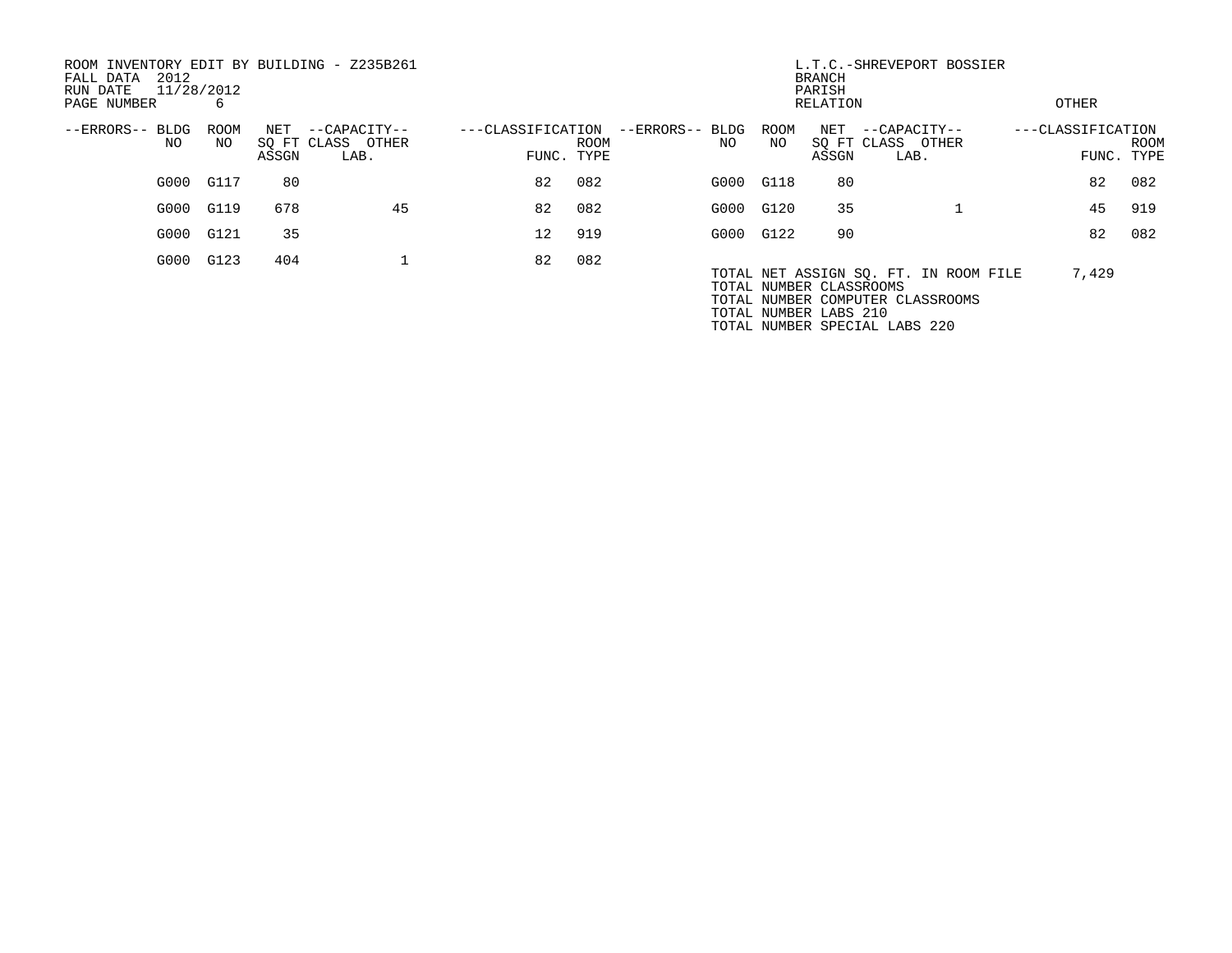ROOM INVENTORY EDIT BY BUILDING - Z235B261
FALL DATA 2012
RUN DATE 11/28/2012
PAGE NUMBER 6

L.T.C.-SHREVEPORT BOSSIER
BRANCH
PARISH
RELATION
OTHER

| --ERRORS-- | BLDG NO | ROOM NO | NET SQ FT ASSGN | --CAPACITY-- CLASS | OTHER LAB. | ---CLASSIFICATION FUNC. | ROOM TYPE | --ERRORS-- | BLDG NO | ROOM NO | NET SQ FT ASSGN | --CAPACITY-- CLASS | OTHER LAB. | ---CLASSIFICATION FUNC. | ROOM TYPE |
|---|---|---|---|---|---|---|---|---|---|---|---|---|---|---|---|
| | G000 | G117 | 80 | | | 82 | 082 | | G000 | G118 | 80 | | | 82 | 082 |
| | G000 | G119 | 678 | | 45 | 82 | 082 | | G000 | G120 | 35 | | 1 | 45 | 919 |
| | G000 | G121 | 35 | | | 12 | 919 | | G000 | G122 | 90 | | | 82 | 082 |
| | G000 | G123 | 404 | | 1 | 82 | 082 | | | | | | | | |

TOTAL NET ASSIGN SQ. FT. IN ROOM FILE 7,429
TOTAL NUMBER CLASSROOMS
TOTAL NUMBER COMPUTER CLASSROOMS
TOTAL NUMBER LABS 210
TOTAL NUMBER SPECIAL LABS 220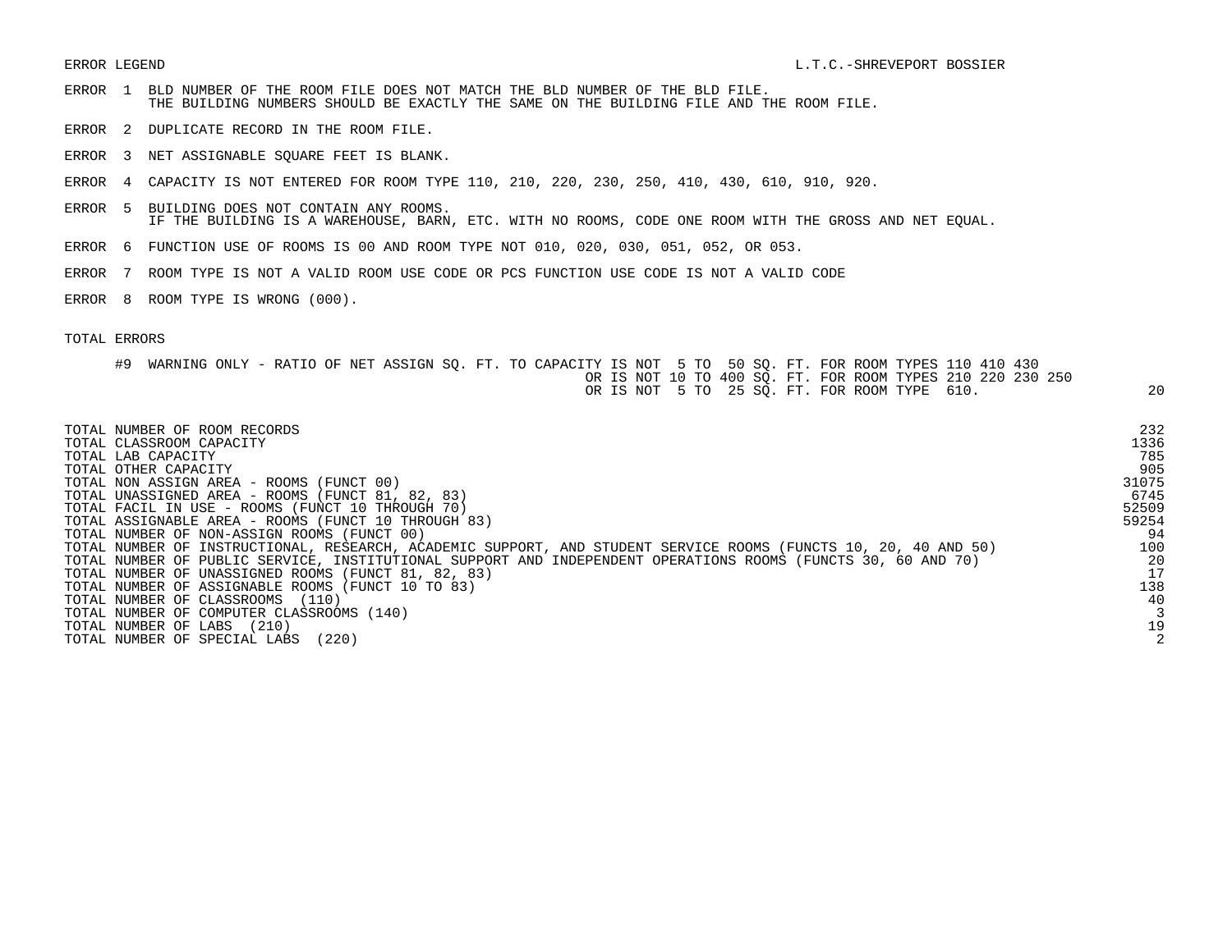ERROR LEGEND

L.T.C.-SHREVEPORT BOSSIER

ERROR 1 BLD NUMBER OF THE ROOM FILE DOES NOT MATCH THE BLD NUMBER OF THE BLD FILE.
THE BUILDING NUMBERS SHOULD BE EXACTLY THE SAME ON THE BUILDING FILE AND THE ROOM FILE.

ERROR 2 DUPLICATE RECORD IN THE ROOM FILE.

ERROR 3 NET ASSIGNABLE SQUARE FEET IS BLANK.

ERROR 4 CAPACITY IS NOT ENTERED FOR ROOM TYPE 110, 210, 220, 230, 250, 410, 430, 610, 910, 920.

ERROR 5 BUILDING DOES NOT CONTAIN ANY ROOMS.
IF THE BUILDING IS A WAREHOUSE, BARN, ETC. WITH NO ROOMS, CODE ONE ROOM WITH THE GROSS AND NET EQUAL.

ERROR 6 FUNCTION USE OF ROOMS IS 00 AND ROOM TYPE NOT 010, 020, 030, 051, 052, OR 053.

ERROR 7 ROOM TYPE IS NOT A VALID ROOM USE CODE OR PCS FUNCTION USE CODE IS NOT A VALID CODE

ERROR 8 ROOM TYPE IS WRONG (000).

TOTAL ERRORS

| | |
|---|---|
| #9 WARNING ONLY - RATIO OF NET ASSIGN SQ. FT. TO CAPACITY IS NOT 5 TO 50 SQ. FT. FOR ROOM TYPES 110 410 430 OR IS NOT 10 TO 400 SQ. FT. FOR ROOM TYPES 210 220 230 250 OR IS NOT 5 TO 25 SQ. FT. FOR ROOM TYPE 610. | 20 |

| | |
|---|---|
| TOTAL NUMBER OF ROOM RECORDS | 232 |
| TOTAL CLASSROOM CAPACITY | 1336 |
| TOTAL LAB CAPACITY | 785 |
| TOTAL OTHER CAPACITY | 905 |
| TOTAL NON ASSIGN AREA - ROOMS (FUNCT 00) | 31075 |
| TOTAL UNASSIGNED AREA - ROOMS (FUNCT 81, 82, 83) | 6745 |
| TOTAL FACIL IN USE - ROOMS (FUNCT 10 THROUGH 70) | 52509 |
| TOTAL ASSIGNABLE AREA - ROOMS (FUNCT 10 THROUGH 83) | 59254 |
| TOTAL NUMBER OF NON-ASSIGN ROOMS (FUNCT 00) | 94 |
| TOTAL NUMBER OF INSTRUCTIONAL, RESEARCH, ACADEMIC SUPPORT, AND STUDENT SERVICE ROOMS (FUNCTS 10, 20, 40 AND 50) | 100 |
| TOTAL NUMBER OF PUBLIC SERVICE, INSTITUTIONAL SUPPORT AND INDEPENDENT OPERATIONS ROOMS (FUNCTS 30, 60 AND 70) | 20 |
| TOTAL NUMBER OF UNASSIGNED ROOMS (FUNCT 81, 82, 83) | 17 |
| TOTAL NUMBER OF ASSIGNABLE ROOMS (FUNCT 10 TO 83) | 138 |
| TOTAL NUMBER OF CLASSROOMS (110) | 40 |
| TOTAL NUMBER OF COMPUTER CLASSROOMS (140) | 3 |
| TOTAL NUMBER OF LABS (210) | 19 |
| TOTAL NUMBER OF SPECIAL LABS (220) | 2 |